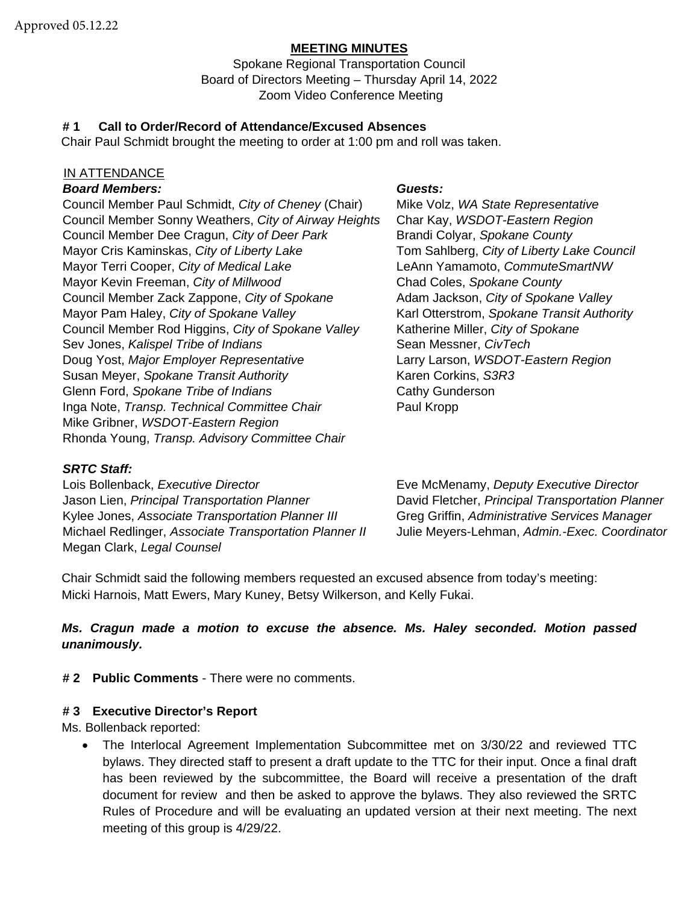Approved 05.12.22

**MEETING MINUTES**

Spokane Regional Transportation Council
Board of Directors Meeting – Thursday April 14, 2022
Zoom Video Conference Meeting

## # 1 Call to Order/Record of Attendance/Excused Absences

Chair Paul Schmidt brought the meeting to order at 1:00 pm and roll was taken.

IN ATTENDANCE

***Board Members:***

Council Member Paul Schmidt, *City of Cheney* (Chair)
Council Member Sonny Weathers, *City of Airway Heights*
Council Member Dee Cragun, *City of Deer Park*
Mayor Cris Kaminskas, *City of Liberty Lake*
Mayor Terri Cooper, *City of Medical Lake*
Mayor Kevin Freeman, *City of Millwood*
Council Member Zack Zappone, *City of Spokane*
Mayor Pam Haley, *City of Spokane Valley*
Council Member Rod Higgins, *City of Spokane Valley*
Sev Jones, *Kalispel Tribe of Indians*
Doug Yost, *Major Employer Representative*
Susan Meyer, *Spokane Transit Authority*
Glenn Ford, *Spokane Tribe of Indians*
Inga Note, *Transp. Technical Committee Chair*
Mike Gribner, *WSDOT-Eastern Region*
Rhonda Young, *Transp. Advisory Committee Chair*

***Guests:***

Mike Volz, *WA State Representative*
Char Kay, *WSDOT-Eastern Region*
Brandi Colyar, *Spokane County*
Tom Sahlberg, *City of Liberty Lake Council*
LeAnn Yamamoto, *CommuteSmartNW*
Chad Coles, *Spokane County*
Adam Jackson, *City of Spokane Valley*
Karl Otterstrom, *Spokane Transit Authority*
Katherine Miller, *City of Spokane*
Sean Messner, *CivTech*
Larry Larson, *WSDOT-Eastern Region*
Karen Corkins, *S3R3*
Cathy Gunderson
Paul Kropp

***SRTC Staff:***

Lois Bollenback, *Executive Director*
Jason Lien, *Principal Transportation Planner*
Kylee Jones, *Associate Transportation Planner III*
Michael Redlinger, *Associate Transportation Planner II*
Megan Clark, *Legal Counsel*
Eve McMenamy, *Deputy Executive Director*
David Fletcher, *Principal Transportation Planner*
Greg Griffin, *Administrative Services Manager*
Julie Meyers-Lehman, *Admin.-Exec. Coordinator*

Chair Schmidt said the following members requested an excused absence from today's meeting: Micki Harnois, Matt Ewers, Mary Kuney, Betsy Wilkerson, and Kelly Fukai.

***Ms. Cragun made a motion to excuse the absence. Ms. Haley seconded. Motion passed unanimously.***

## # 2 Public Comments

There were no comments.

## # 3 Executive Director's Report

Ms. Bollenback reported:

- The Interlocal Agreement Implementation Subcommittee met on 3/30/22 and reviewed TTC bylaws. They directed staff to present a draft update to the TTC for their input. Once a final draft has been reviewed by the subcommittee, the Board will receive a presentation of the draft document for review and then be asked to approve the bylaws. They also reviewed the SRTC Rules of Procedure and will be evaluating an updated version at their next meeting. The next meeting of this group is 4/29/22.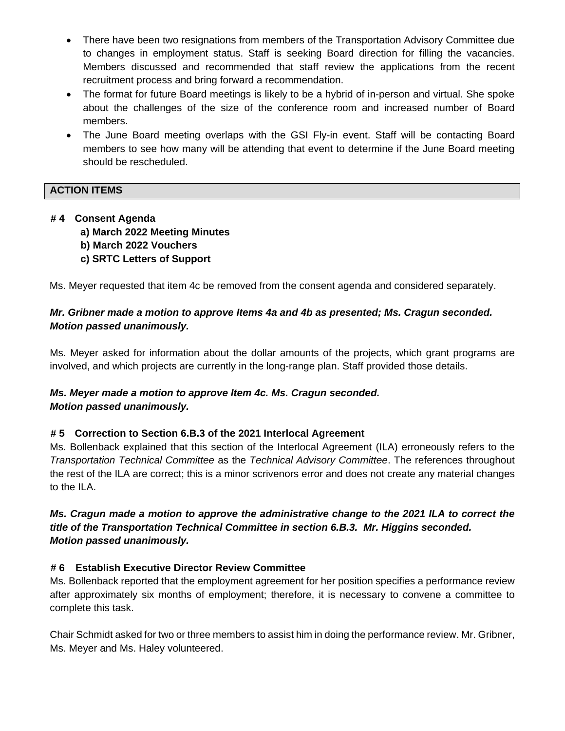- There have been two resignations from members of the Transportation Advisory Committee due to changes in employment status. Staff is seeking Board direction for filling the vacancies. Members discussed and recommended that staff review the applications from the recent recruitment process and bring forward a recommendation.
- The format for future Board meetings is likely to be a hybrid of in-person and virtual. She spoke about the challenges of the size of the conference room and increased number of Board members.
- The June Board meeting overlaps with the GSI Fly-in event. Staff will be contacting Board members to see how many will be attending that event to determine if the June Board meeting should be rescheduled.

## ACTION ITEMS

**# 4 Consent Agenda**

**a) March 2022 Meeting Minutes**
**b) March 2022 Vouchers**
**c) SRTC Letters of Support**

Ms. Meyer requested that item 4c be removed from the consent agenda and considered separately.

***Mr. Gribner made a motion to approve Items 4a and 4b as presented; Ms. Cragun seconded. Motion passed unanimously.***

Ms. Meyer asked for information about the dollar amounts of the projects, which grant programs are involved, and which projects are currently in the long-range plan. Staff provided those details.

***Ms. Meyer made a motion to approve Item 4c. Ms. Cragun seconded.***
***Motion passed unanimously.***

**# 5 Correction to Section 6.B.3 of the 2021 Interlocal Agreement**

Ms. Bollenback explained that this section of the Interlocal Agreement (ILA) erroneously refers to the *Transportation Technical Committee* as the *Technical Advisory Committee*. The references throughout the rest of the ILA are correct; this is a minor scrivenors error and does not create any material changes to the ILA.

***Ms. Cragun made a motion to approve the administrative change to the 2021 ILA to correct the title of the Transportation Technical Committee in section 6.B.3. Mr. Higgins seconded.***
***Motion passed unanimously.***

**# 6 Establish Executive Director Review Committee**

Ms. Bollenback reported that the employment agreement for her position specifies a performance review after approximately six months of employment; therefore, it is necessary to convene a committee to complete this task.

Chair Schmidt asked for two or three members to assist him in doing the performance review. Mr. Gribner, Ms. Meyer and Ms. Haley volunteered.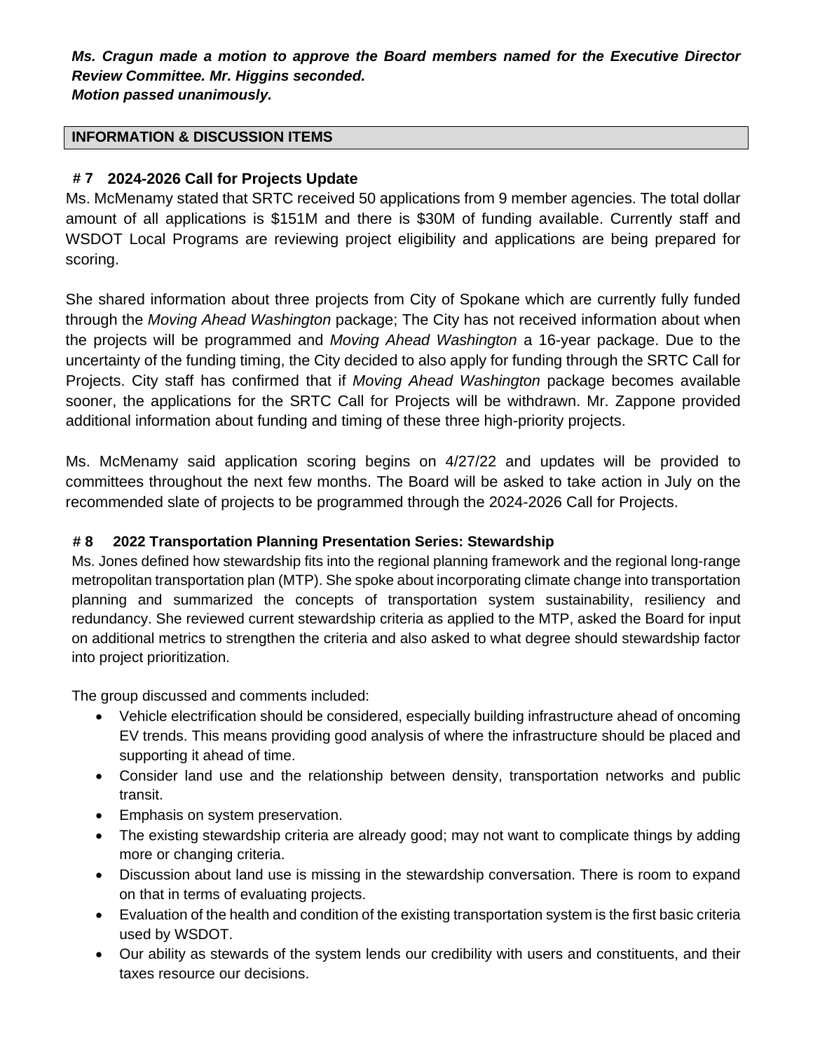***Ms. Cragun made a motion to approve the Board members named for the Executive Director Review Committee. Mr. Higgins seconded.***
***Motion passed unanimously.***

## INFORMATION & DISCUSSION ITEMS

### # 7 2024-2026 Call for Projects Update

Ms. McMenamy stated that SRTC received 50 applications from 9 member agencies. The total dollar amount of all applications is $151M and there is $30M of funding available. Currently staff and WSDOT Local Programs are reviewing project eligibility and applications are being prepared for scoring.

She shared information about three projects from City of Spokane which are currently fully funded through the *Moving Ahead Washington* package; The City has not received information about when the projects will be programmed and *Moving Ahead Washington* a 16-year package. Due to the uncertainty of the funding timing, the City decided to also apply for funding through the SRTC Call for Projects. City staff has confirmed that if *Moving Ahead Washington* package becomes available sooner, the applications for the SRTC Call for Projects will be withdrawn. Mr. Zappone provided additional information about funding and timing of these three high-priority projects.

Ms. McMenamy said application scoring begins on 4/27/22 and updates will be provided to committees throughout the next few months. The Board will be asked to take action in July on the recommended slate of projects to be programmed through the 2024-2026 Call for Projects.

### # 8 2022 Transportation Planning Presentation Series: Stewardship

Ms. Jones defined how stewardship fits into the regional planning framework and the regional long-range metropolitan transportation plan (MTP). She spoke about incorporating climate change into transportation planning and summarized the concepts of transportation system sustainability, resiliency and redundancy. She reviewed current stewardship criteria as applied to the MTP, asked the Board for input on additional metrics to strengthen the criteria and also asked to what degree should stewardship factor into project prioritization.

The group discussed and comments included:

- Vehicle electrification should be considered, especially building infrastructure ahead of oncoming EV trends. This means providing good analysis of where the infrastructure should be placed and supporting it ahead of time.
- Consider land use and the relationship between density, transportation networks and public transit.
- Emphasis on system preservation.
- The existing stewardship criteria are already good; may not want to complicate things by adding more or changing criteria.
- Discussion about land use is missing in the stewardship conversation. There is room to expand on that in terms of evaluating projects.
- Evaluation of the health and condition of the existing transportation system is the first basic criteria used by WSDOT.
- Our ability as stewards of the system lends our credibility with users and constituents, and their taxes resource our decisions.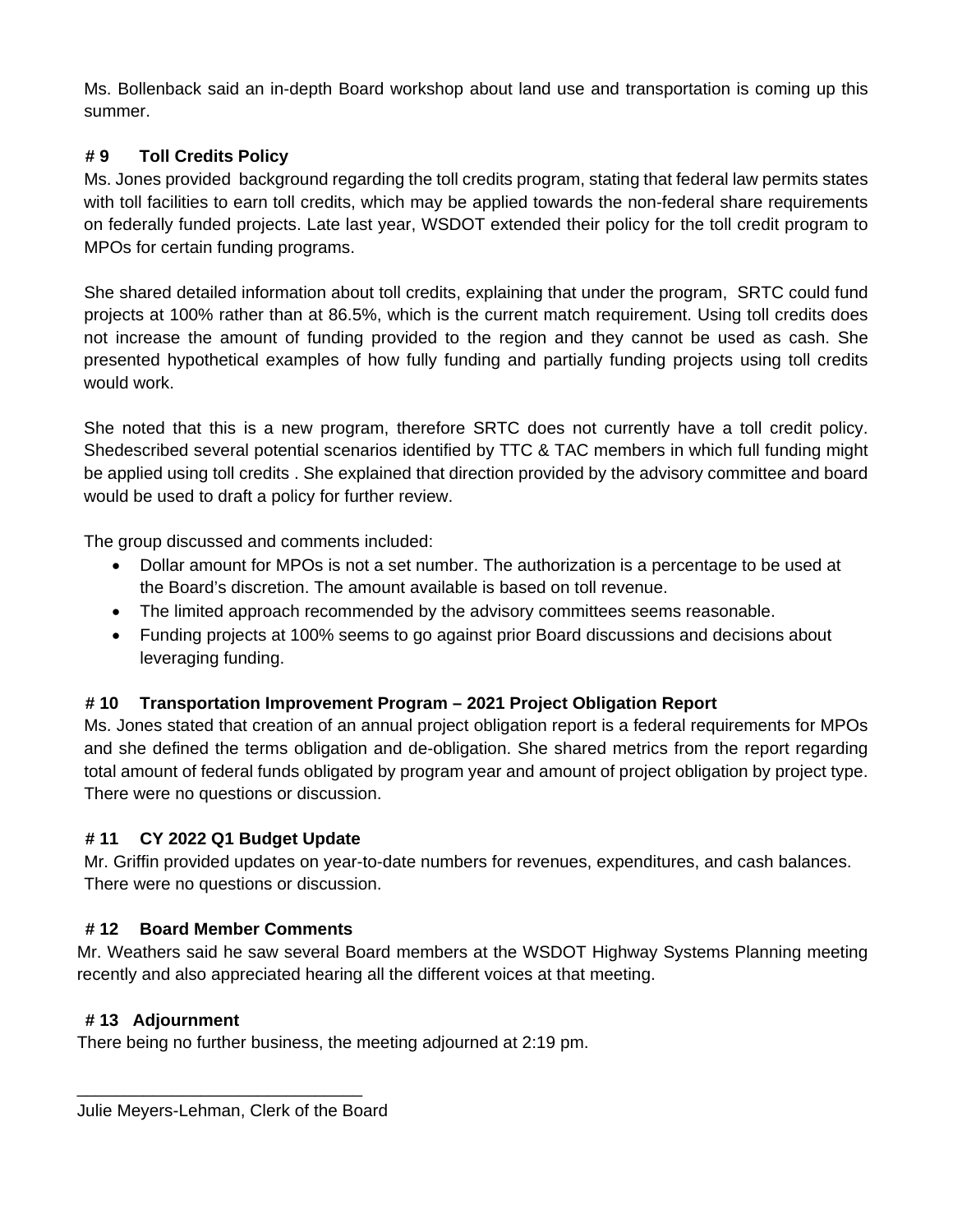Ms. Bollenback said an in-depth Board workshop about land use and transportation is coming up this summer.

### # 9 Toll Credits Policy

Ms. Jones provided background regarding the toll credits program, stating that federal law permits states with toll facilities to earn toll credits, which may be applied towards the non-federal share requirements on federally funded projects. Late last year, WSDOT extended their policy for the toll credit program to MPOs for certain funding programs.

She shared detailed information about toll credits, explaining that under the program, SRTC could fund projects at 100% rather than at 86.5%, which is the current match requirement. Using toll credits does not increase the amount of funding provided to the region and they cannot be used as cash. She presented hypothetical examples of how fully funding and partially funding projects using toll credits would work.

She noted that this is a new program, therefore SRTC does not currently have a toll credit policy. Shedescribed several potential scenarios identified by TTC & TAC members in which full funding might be applied using toll credits . She explained that direction provided by the advisory committee and board would be used to draft a policy for further review.

The group discussed and comments included:

- Dollar amount for MPOs is not a set number. The authorization is a percentage to be used at the Board's discretion. The amount available is based on toll revenue.
- The limited approach recommended by the advisory committees seems reasonable.
- Funding projects at 100% seems to go against prior Board discussions and decisions about leveraging funding.

### # 10 Transportation Improvement Program – 2021 Project Obligation Report

Ms. Jones stated that creation of an annual project obligation report is a federal requirements for MPOs and she defined the terms obligation and de-obligation. She shared metrics from the report regarding total amount of federal funds obligated by program year and amount of project obligation by project type. There were no questions or discussion.

### # 11 CY 2022 Q1 Budget Update

Mr. Griffin provided updates on year-to-date numbers for revenues, expenditures, and cash balances. There were no questions or discussion.

### # 12 Board Member Comments

Mr. Weathers said he saw several Board members at the WSDOT Highway Systems Planning meeting recently and also appreciated hearing all the different voices at that meeting.

### # 13 Adjournment

There being no further business, the meeting adjourned at 2:19 pm.

\_\_\_\_\_\_\_\_\_\_\_\_\_\_\_\_\_\_\_\_\_\_\_\_\_\_\_\_\_\_\_\_

Julie Meyers-Lehman, Clerk of the Board